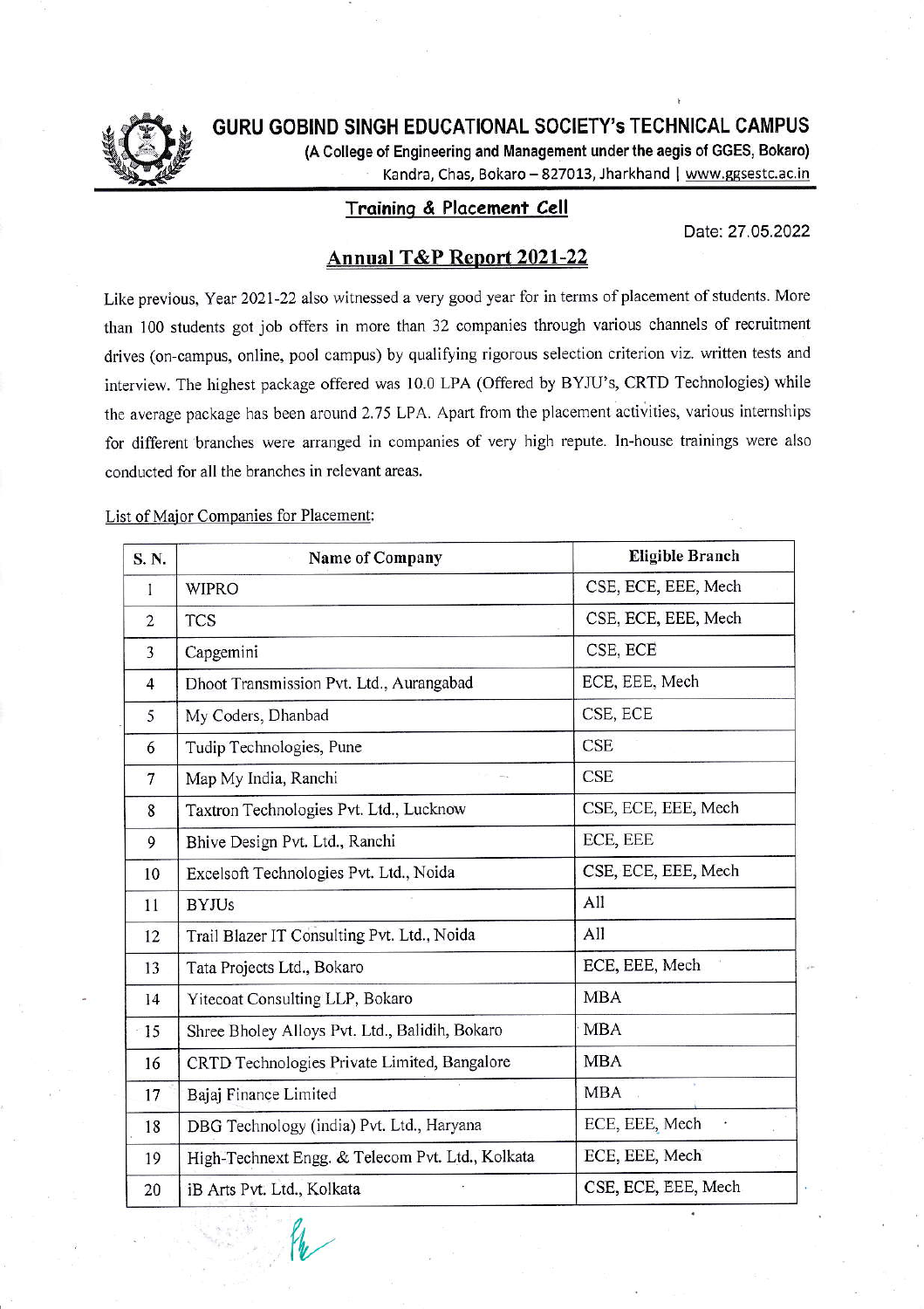# GURU GOBIND SINGH EDUCATIONAL SOCIETY's TECHNICAL CAMPUS

**(A College of Engineering and Management under the aegis of GGES, Bokaro)**

Kandra, Chas, Bokaro – 827013, Jharkhand | www.ggsestc.ac.in

## Training & Placement Cell

Date: 27.05.2022

## Annual T&P Report 2021-22

Like previous, Year 2021-22 also witnessed a very good year for in terms of placement of students. More than 100 students got job offers in more than 32 companies through various channels of recruitment drives (on-campus, online, pool campus) by qualifying rigorous selection criterion viz. written tests and interview. The highest package offered was 10.0 LPA (Offered by BYJU's, CRTD Technologies) while the average package has been around 2.75 LPA. Apart from the placement activities, various internships for different branches were arranged in companies of very high repute. In-house trainings were also conducted for all the branches in relevant areas.

List of Major Companies for Placement:

| S. N. | Name of Company | Eligible Branch |
|---|---|---|
| 1 | WIPRO | CSE, ECE, EEE, Mech |
| 2 | TCS | CSE, ECE, EEE, Mech |
| 3 | Capgemini | CSE, ECE |
| 4 | Dhoot Transmission Pvt. Ltd., Aurangabad | ECE, EEE, Mech |
| 5 | My Coders, Dhanbad | CSE, ECE |
| 6 | Tudip Technologies, Pune | CSE |
| 7 | Map My India, Ranchi | CSE |
| 8 | Taxtron Technologies Pvt. Ltd., Lucknow | CSE, ECE, EEE, Mech |
| 9 | Bhive Design Pvt. Ltd., Ranchi | ECE, EEE |
| 10 | Excelsoft Technologies Pvt. Ltd., Noida | CSE, ECE, EEE, Mech |
| 11 | BYJUs | All |
| 12 | Trail Blazer IT Consulting Pvt. Ltd., Noida | All |
| 13 | Tata Projects Ltd., Bokaro | ECE, EEE, Mech |
| 14 | Yitecoat Consulting LLP, Bokaro | MBA |
| 15 | Shree Bholey Alloys Pvt. Ltd., Balidih, Bokaro | MBA |
| 16 | CRTD Technologies Private Limited, Bangalore | MBA |
| 17 | Bajaj Finance Limited | MBA |
| 18 | DBG Technology (india) Pvt. Ltd., Haryana | ECE, EEE, Mech |
| 19 | High-Technext Engg. & Telecom Pvt. Ltd., Kolkata | ECE, EEE, Mech |
| 20 | iB Arts Pvt. Ltd., Kolkata | CSE, ECE, EEE, Mech |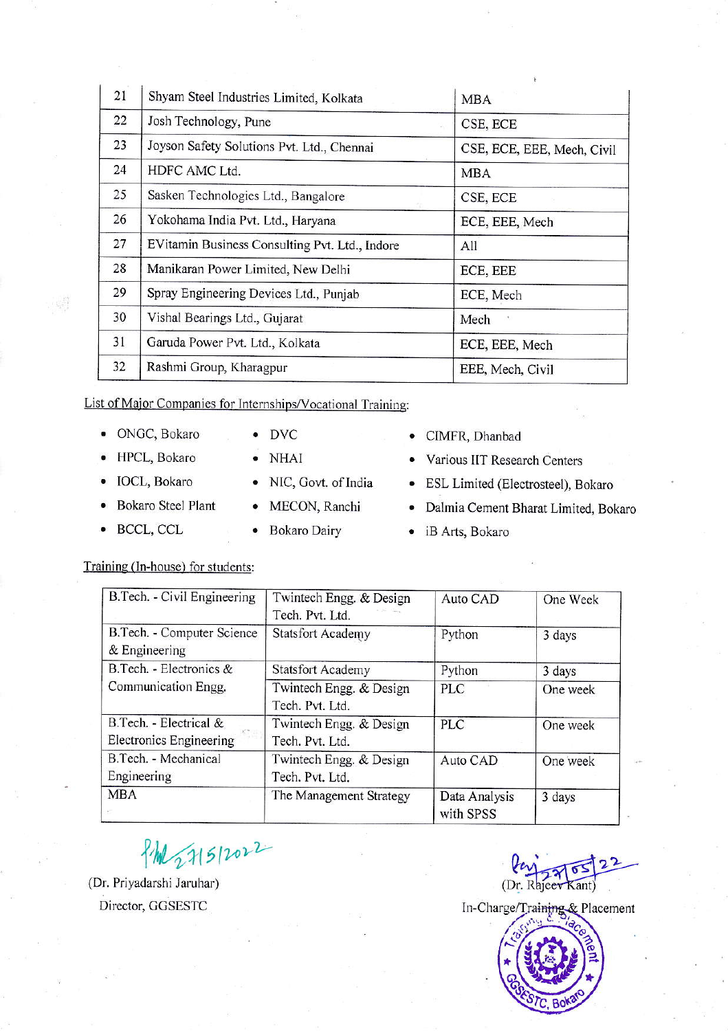| | | |
|---|---|---|
| 21 | Shyam Steel Industries Limited, Kolkata | MBA |
| 22 | Josh Technology, Pune | CSE, ECE |
| 23 | Joyson Safety Solutions Pvt. Ltd., Chennai | CSE, ECE, EEE, Mech, Civil |
| 24 | HDFC AMC Ltd. | MBA |
| 25 | Sasken Technologies Ltd., Bangalore | CSE, ECE |
| 26 | Yokohama India Pvt. Ltd., Haryana | ECE, EEE, Mech |
| 27 | EVitamin Business Consulting Pvt. Ltd., Indore | All |
| 28 | Manikaran Power Limited, New Delhi | ECE, EEE |
| 29 | Spray Engineering Devices Ltd., Punjab | ECE, Mech |
| 30 | Vishal Bearings Ltd., Gujarat | Mech |
| 31 | Garuda Power Pvt. Ltd., Kolkata | ECE, EEE, Mech |
| 32 | Rashmi Group, Kharagpur | EEE, Mech, Civil |

List of Major Companies for Internships/Vocational Training:

- ONGC, Bokaro
- HPCL, Bokaro
- IOCL, Bokaro
- Bokaro Steel Plant
- BCCL, CCL
- DVC
- NHAI
- NIC, Govt. of India
- MECON, Ranchi
- Bokaro Dairy
- CIMFR, Dhanbad
- Various IIT Research Centers
- ESL Limited (Electrosteel), Bokaro
- Dalmia Cement Bharat Limited, Bokaro
- iB Arts, Bokaro

Training (In-house) for students:

| | | | |
|---|---|---|---|
| B.Tech. - Civil Engineering | Twintech Engg. & Design Tech. Pvt. Ltd. | Auto CAD | One Week |
| B.Tech. - Computer Science & Engineering | Statsfort Academy | Python | 3 days |
| B.Tech. - Electronics & Communication Engg. | Statsfort Academy | Python | 3 days |
| | Twintech Engg. & Design Tech. Pvt. Ltd. | PLC | One week |
| B.Tech. - Electrical & Electronics Engineering | Twintech Engg. & Design Tech. Pvt. Ltd. | PLC | One week |
| B.Tech. - Mechanical Engineering | Twintech Engg. & Design Tech. Pvt. Ltd. | Auto CAD | One week |
| MBA | The Management Strategy | Data Analysis with SPSS | 3 days |

27/5/2022

(Dr. Priyadarshi Jaruhar)
Director, GGSESTC

27/05/22

(Dr. Rajeev Kant)
In-Charge/Training & Placement

Training & Placement GGSESTC, Bokaro